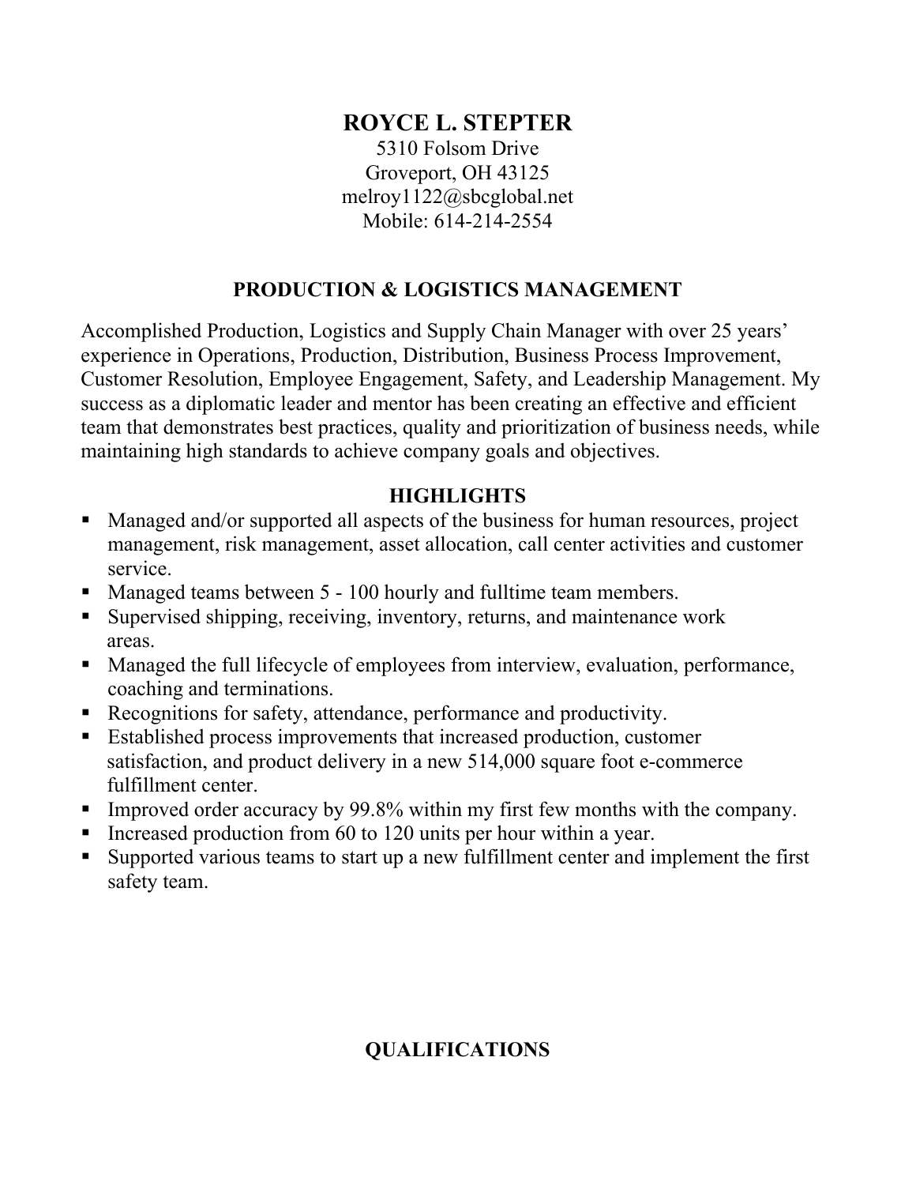# ROYCE L. STEPTER

5310 Folsom Drive
Groveport, OH 43125
melroy1122@sbcglobal.net
Mobile: 614-214-2554

## PRODUCTION & LOGISTICS MANAGEMENT

Accomplished Production, Logistics and Supply Chain Manager with over 25 years' experience in Operations, Production, Distribution, Business Process Improvement, Customer Resolution, Employee Engagement, Safety, and Leadership Management. My success as a diplomatic leader and mentor has been creating an effective and efficient team that demonstrates best practices, quality and prioritization of business needs, while maintaining high standards to achieve company goals and objectives.

## HIGHLIGHTS

- Managed and/or supported all aspects of the business for human resources, project management, risk management, asset allocation, call center activities and customer service.
- Managed teams between 5 - 100 hourly and fulltime team members.
- Supervised shipping, receiving, inventory, returns, and maintenance work areas.
- Managed the full lifecycle of employees from interview, evaluation, performance, coaching and terminations.
- Recognitions for safety, attendance, performance and productivity.
- Established process improvements that increased production, customer satisfaction, and product delivery in a new 514,000 square foot e-commerce fulfillment center.
- Improved order accuracy by 99.8% within my first few months with the company.
- Increased production from 60 to 120 units per hour within a year.
- Supported various teams to start up a new fulfillment center and implement the first safety team.

## QUALIFICATIONS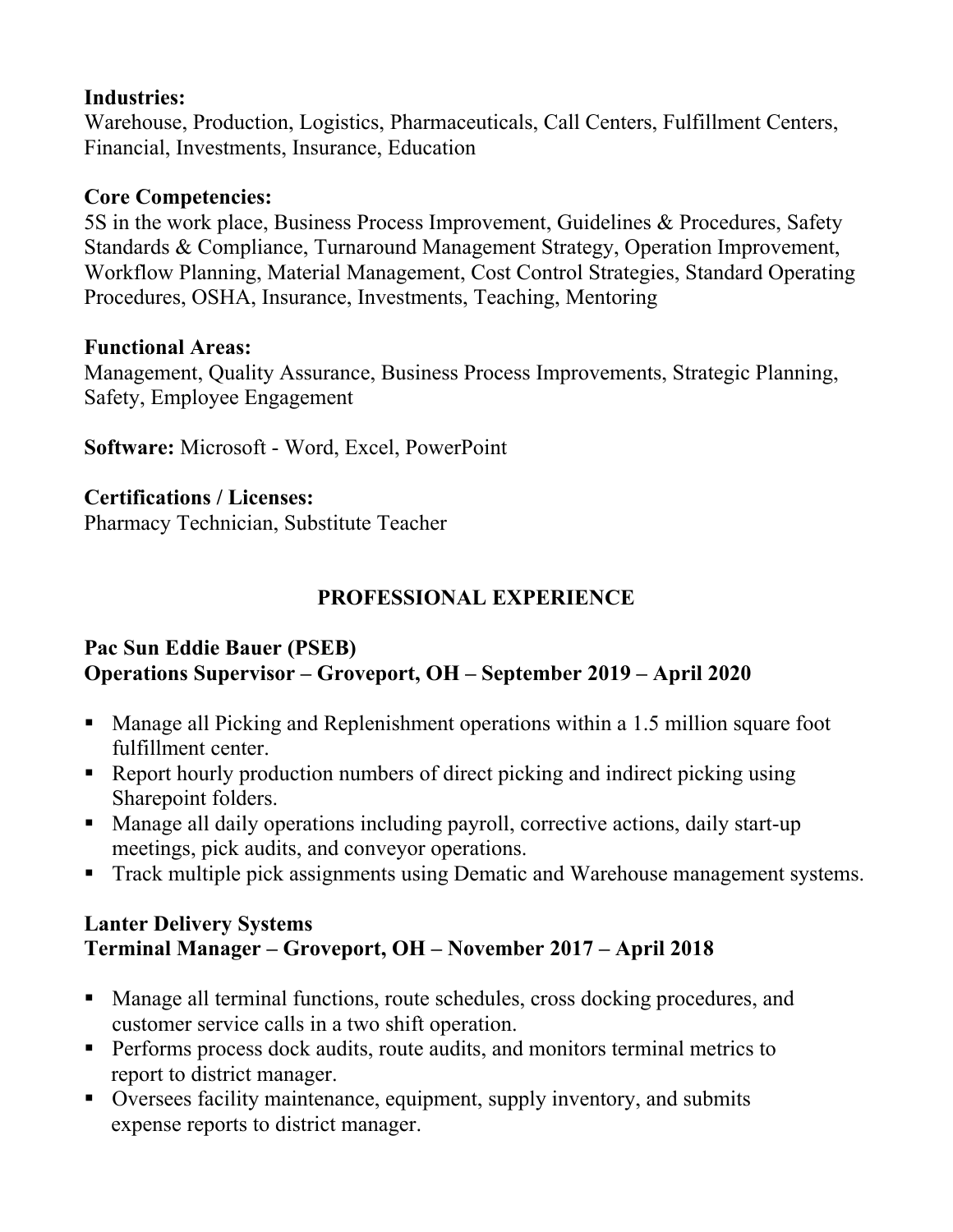**Industries:**
Warehouse, Production, Logistics, Pharmaceuticals, Call Centers, Fulfillment Centers, Financial, Investments, Insurance, Education

**Core Competencies:**
5S in the work place, Business Process Improvement, Guidelines & Procedures, Safety Standards & Compliance, Turnaround Management Strategy, Operation Improvement, Workflow Planning, Material Management, Cost Control Strategies, Standard Operating Procedures, OSHA, Insurance, Investments, Teaching, Mentoring

**Functional Areas:**
Management, Quality Assurance, Business Process Improvements, Strategic Planning, Safety, Employee Engagement

**Software:** Microsoft - Word, Excel, PowerPoint

**Certifications / Licenses:**
Pharmacy Technician, Substitute Teacher

## PROFESSIONAL EXPERIENCE

**Pac Sun Eddie Bauer (PSEB)**
**Operations Supervisor – Groveport, OH – September 2019 – April 2020**

- Manage all Picking and Replenishment operations within a 1.5 million square foot fulfillment center.
- Report hourly production numbers of direct picking and indirect picking using Sharepoint folders.
- Manage all daily operations including payroll, corrective actions, daily start-up meetings, pick audits, and conveyor operations.
- Track multiple pick assignments using Dematic and Warehouse management systems.

**Lanter Delivery Systems**
**Terminal Manager – Groveport, OH – November 2017 – April 2018**

- Manage all terminal functions, route schedules, cross docking procedures, and customer service calls in a two shift operation.
- Performs process dock audits, route audits, and monitors terminal metrics to report to district manager.
- Oversees facility maintenance, equipment, supply inventory, and submits expense reports to district manager.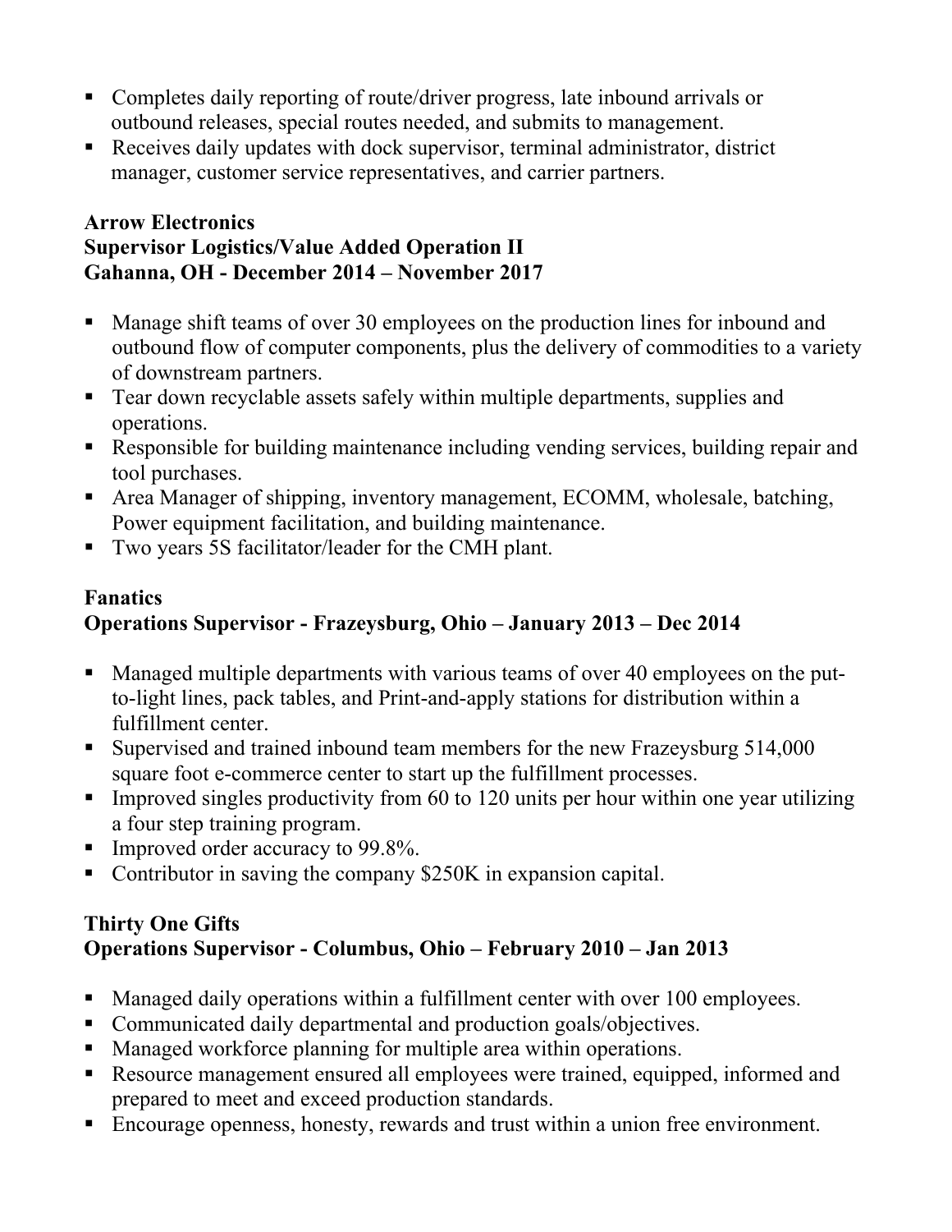- Completes daily reporting of route/driver progress, late inbound arrivals or outbound releases, special routes needed, and submits to management.
- Receives daily updates with dock supervisor, terminal administrator, district manager, customer service representatives, and carrier partners.

**Arrow Electronics**
**Supervisor Logistics/Value Added Operation II**
**Gahanna, OH - December 2014 – November 2017**

- Manage shift teams of over 30 employees on the production lines for inbound and outbound flow of computer components, plus the delivery of commodities to a variety of downstream partners.
- Tear down recyclable assets safely within multiple departments, supplies and operations.
- Responsible for building maintenance including vending services, building repair and tool purchases.
- Area Manager of shipping, inventory management, ECOMM, wholesale, batching, Power equipment facilitation, and building maintenance.
- Two years 5S facilitator/leader for the CMH plant.

**Fanatics**
**Operations Supervisor - Frazeysburg, Ohio – January 2013 – Dec 2014**

- Managed multiple departments with various teams of over 40 employees on the put-to-light lines, pack tables, and Print-and-apply stations for distribution within a fulfillment center.
- Supervised and trained inbound team members for the new Frazeysburg 514,000 square foot e-commerce center to start up the fulfillment processes.
- Improved singles productivity from 60 to 120 units per hour within one year utilizing a four step training program.
- Improved order accuracy to 99.8%.
- Contributor in saving the company $250K in expansion capital.

**Thirty One Gifts**
**Operations Supervisor - Columbus, Ohio – February 2010 – Jan 2013**

- Managed daily operations within a fulfillment center with over 100 employees.
- Communicated daily departmental and production goals/objectives.
- Managed workforce planning for multiple area within operations.
- Resource management ensured all employees were trained, equipped, informed and prepared to meet and exceed production standards.
- Encourage openness, honesty, rewards and trust within a union free environment.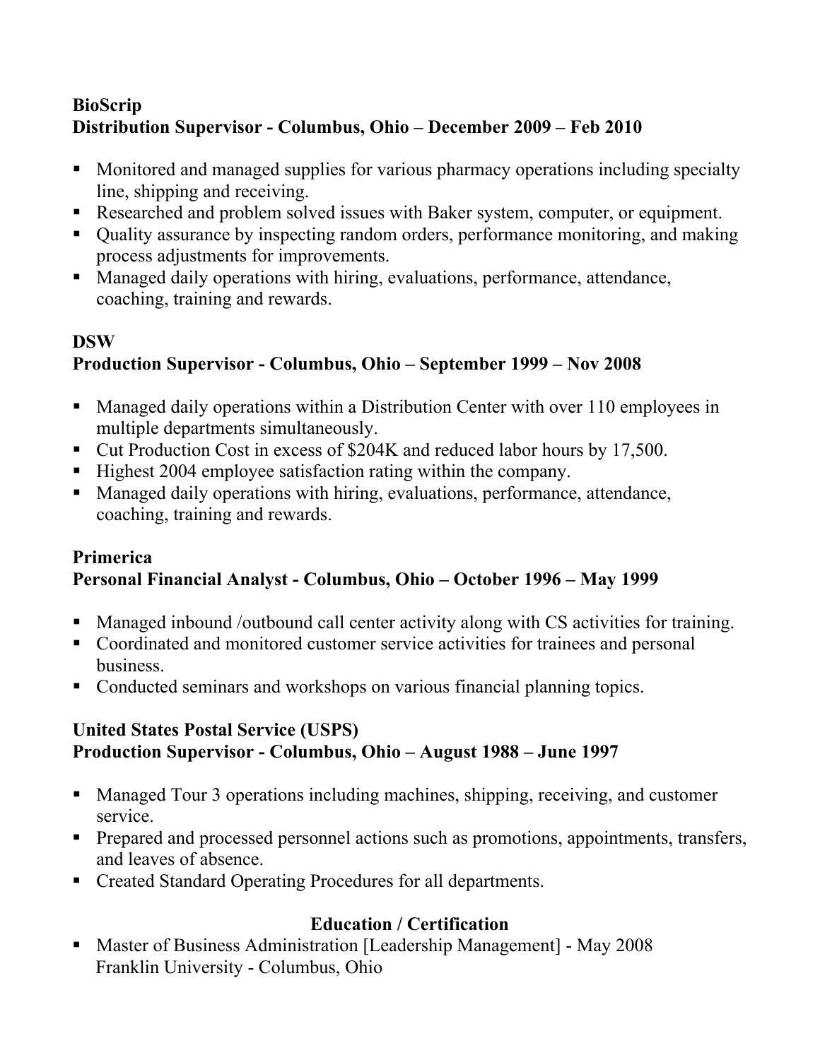**BioScrip**
**Distribution Supervisor - Columbus, Ohio – December 2009 – Feb 2010**

- Monitored and managed supplies for various pharmacy operations including specialty line, shipping and receiving.
- Researched and problem solved issues with Baker system, computer, or equipment.
- Quality assurance by inspecting random orders, performance monitoring, and making process adjustments for improvements.
- Managed daily operations with hiring, evaluations, performance, attendance, coaching, training and rewards.

**DSW**
**Production Supervisor - Columbus, Ohio – September 1999 – Nov 2008**

- Managed daily operations within a Distribution Center with over 110 employees in multiple departments simultaneously.
- Cut Production Cost in excess of $204K and reduced labor hours by 17,500.
- Highest 2004 employee satisfaction rating within the company.
- Managed daily operations with hiring, evaluations, performance, attendance, coaching, training and rewards.

**Primerica**
**Personal Financial Analyst - Columbus, Ohio – October 1996 – May 1999**

- Managed inbound /outbound call center activity along with CS activities for training.
- Coordinated and monitored customer service activities for trainees and personal business.
- Conducted seminars and workshops on various financial planning topics.

**United States Postal Service (USPS)**
**Production Supervisor - Columbus, Ohio – August 1988 – June 1997**

- Managed Tour 3 operations including machines, shipping, receiving, and customer service.
- Prepared and processed personnel actions such as promotions, appointments, transfers, and leaves of absence.
- Created Standard Operating Procedures for all departments.

## Education / Certification

- Master of Business Administration [Leadership Management] - May 2008
  Franklin University - Columbus, Ohio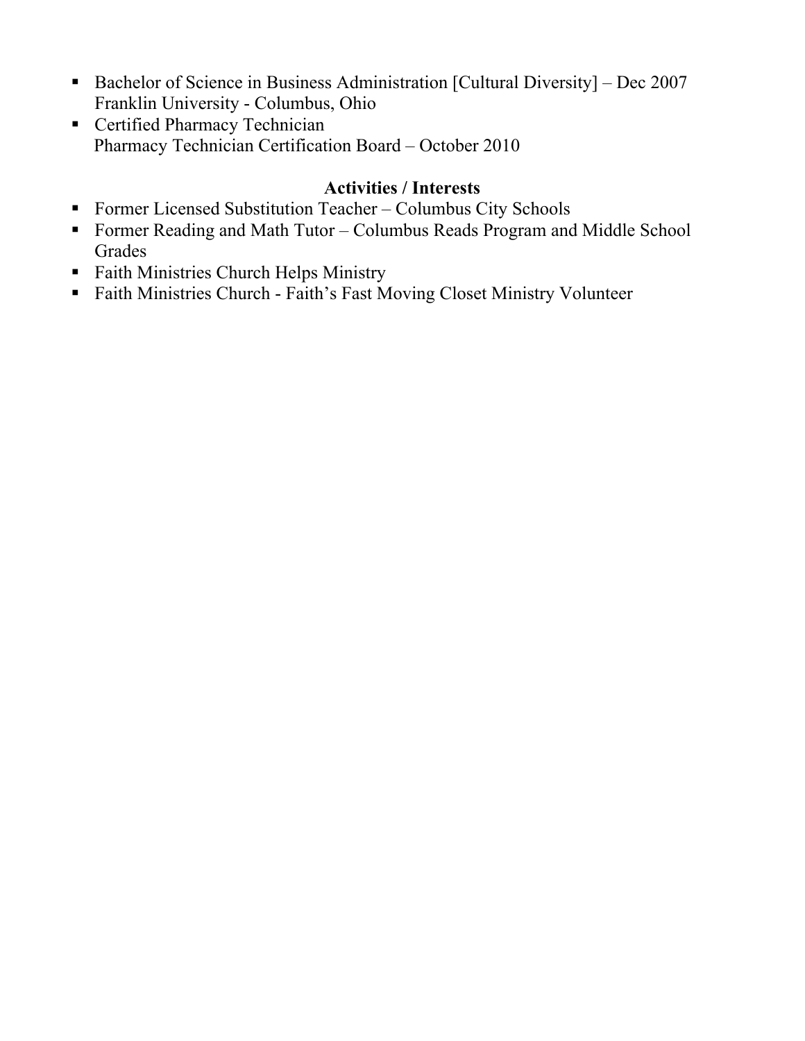- Bachelor of Science in Business Administration [Cultural Diversity] – Dec 2007
  Franklin University - Columbus, Ohio
- Certified Pharmacy Technician
  Pharmacy Technician Certification Board – October 2010

## Activities / Interests

- Former Licensed Substitution Teacher – Columbus City Schools
- Former Reading and Math Tutor – Columbus Reads Program and Middle School Grades
- Faith Ministries Church Helps Ministry
- Faith Ministries Church - Faith's Fast Moving Closet Ministry Volunteer